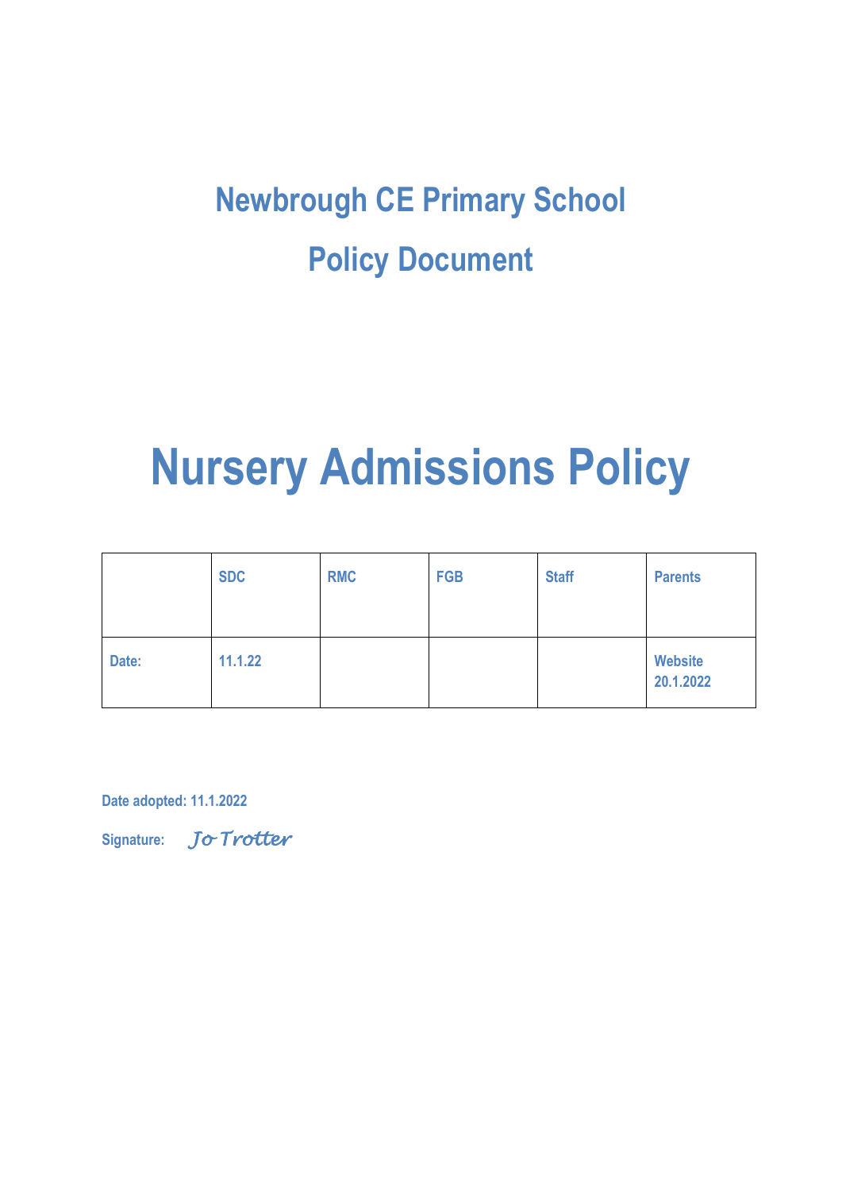# Newbrough CE Primary School

# Policy Document

# Nursery Admissions Policy

| | SDC | RMC | FGB | Staff | Parents |
|---|---|---|---|---|---|
| Date: | 11.1.22 | | | | Website 20.1.2022 |

**Date adopted: 11.1.2022**

**Signature:** *Jo Trotter*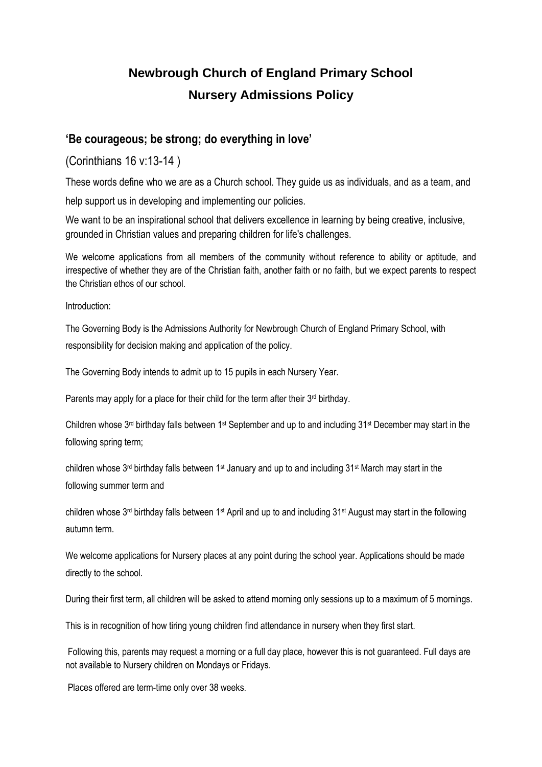# Newbrough Church of England Primary School
# Nursery Admissions Policy

## 'Be courageous; be strong; do everything in love'

(Corinthians 16 v:13-14 )

These words define who we are as a Church school. They guide us as individuals, and as a team, and help support us in developing and implementing our policies.

We want to be an inspirational school that delivers excellence in learning by being creative, inclusive, grounded in Christian values and preparing children for life's challenges.

We welcome applications from all members of the community without reference to ability or aptitude, and irrespective of whether they are of the Christian faith, another faith or no faith, but we expect parents to respect the Christian ethos of our school.

Introduction:

The Governing Body is the Admissions Authority for Newbrough Church of England Primary School, with responsibility for decision making and application of the policy.

The Governing Body intends to admit up to 15 pupils in each Nursery Year.

Parents may apply for a place for their child for the term after their 3rd birthday.

Children whose 3rd birthday falls between 1st September and up to and including 31st December may start in the following spring term;

children whose 3rd birthday falls between 1st January and up to and including 31st March may start in the following summer term and

children whose 3rd birthday falls between 1st April and up to and including 31st August may start in the following autumn term.

We welcome applications for Nursery places at any point during the school year. Applications should be made directly to the school.

During their first term, all children will be asked to attend morning only sessions up to a maximum of 5 mornings.

This is in recognition of how tiring young children find attendance in nursery when they first start.

Following this, parents may request a morning or a full day place, however this is not guaranteed. Full days are not available to Nursery children on Mondays or Fridays.

Places offered are term-time only over 38 weeks.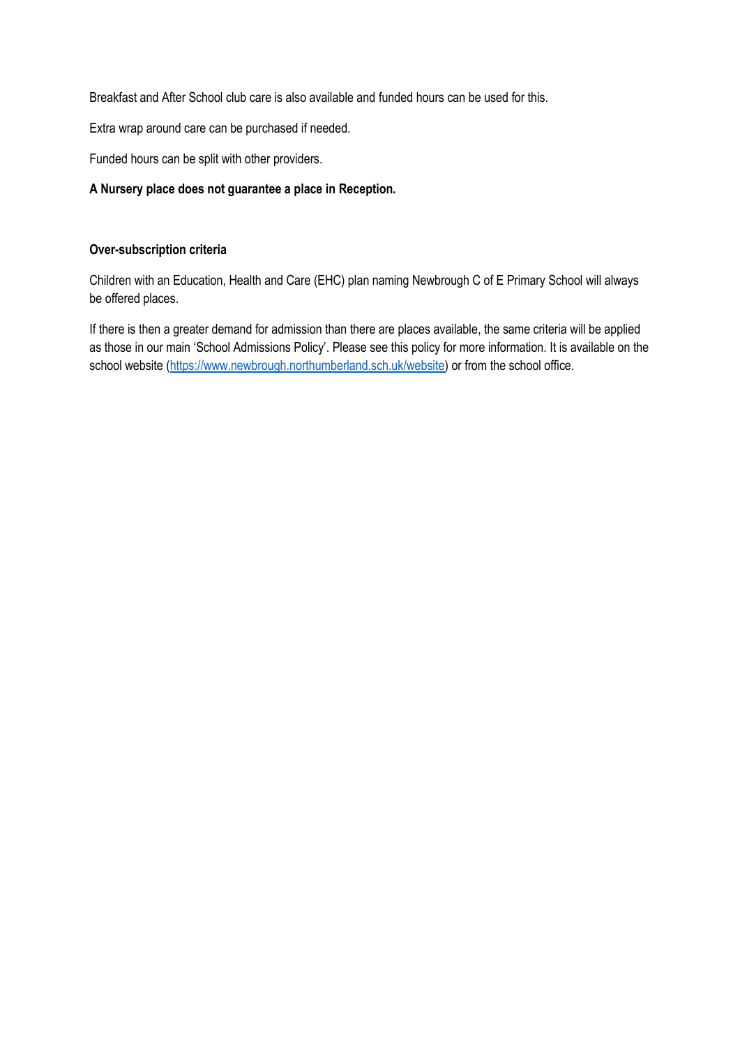Breakfast and After School club care is also available and funded hours can be used for this.

Extra wrap around care can be purchased if needed.

Funded hours can be split with other providers.

**A Nursery place does not guarantee a place in Reception.**

**Over-subscription criteria**

Children with an Education, Health and Care (EHC) plan naming Newbrough C of E Primary School will always be offered places.

If there is then a greater demand for admission than there are places available, the same criteria will be applied as those in our main 'School Admissions Policy'. Please see this policy for more information. It is available on the school website ([https://www.newbrough.northumberland.sch.uk/website](https://www.newbrough.northumberland.sch.uk/website)) or from the school office.